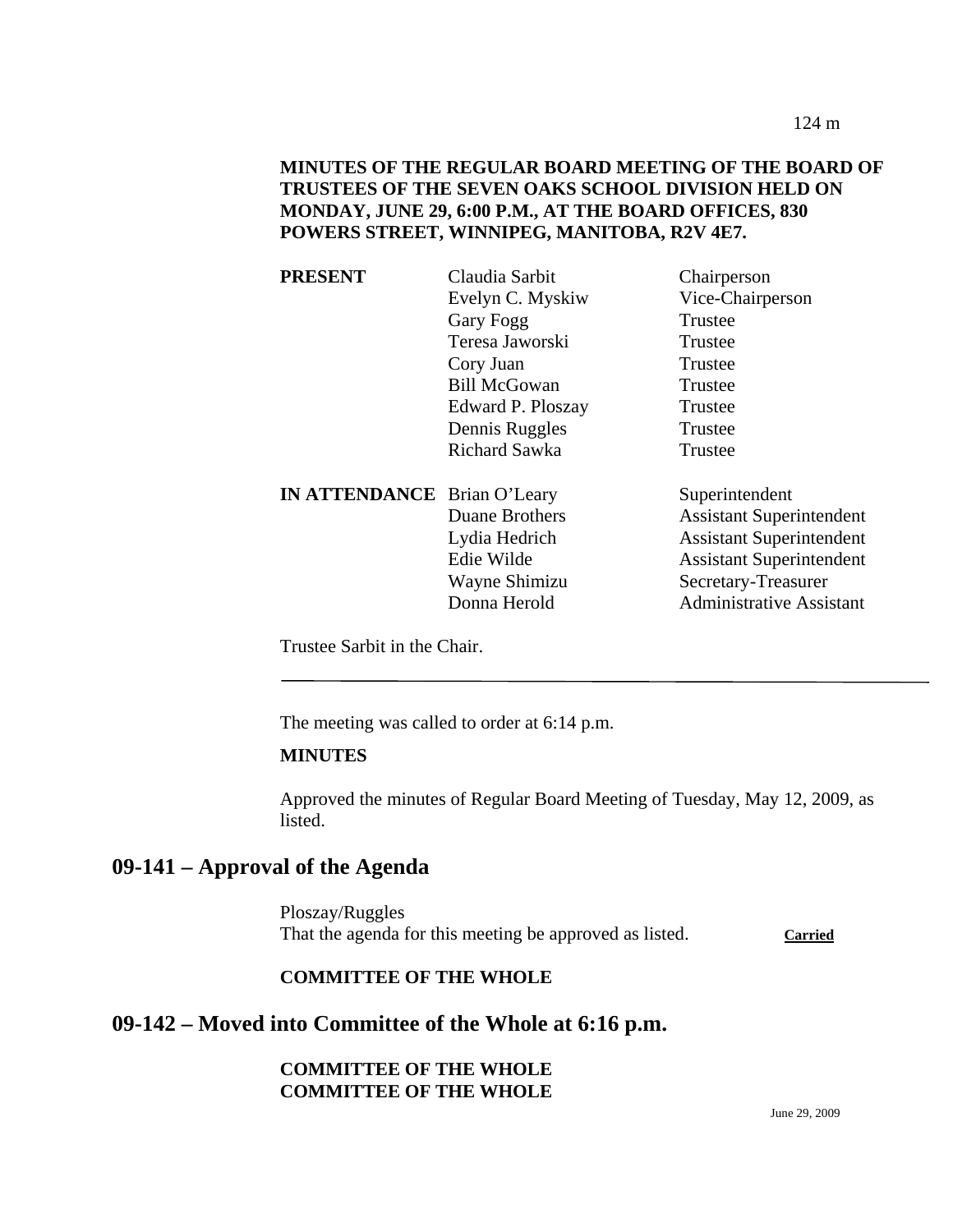**MINUTES OF THE REGULAR BOARD MEETING OF THE BOARD OF TRUSTEES OF THE SEVEN OAKS SCHOOL DIVISION HELD ON MONDAY, JUNE 29, 6:00 P.M., AT THE BOARD OFFICES, 830 POWERS STREET, WINNIPEG, MANITOBA, R2V 4E7.**

| | | |
|---|---|---|
| **PRESENT** | Claudia Sarbit | Chairperson |
| | Evelyn C. Myskiw | Vice-Chairperson |
| | Gary Fogg | Trustee |
| | Teresa Jaworski | Trustee |
| | Cory Juan | Trustee |
| | Bill McGowan | Trustee |
| | Edward P. Ploszay | Trustee |
| | Dennis Ruggles | Trustee |
| | Richard Sawka | Trustee |
| **IN ATTENDANCE** | Brian O'Leary | Superintendent |
| | Duane Brothers | Assistant Superintendent |
| | Lydia Hedrich | Assistant Superintendent |
| | Edie Wilde | Assistant Superintendent |
| | Wayne Shimizu | Secretary-Treasurer |
| | Donna Herold | Administrative Assistant |

Trustee Sarbit in the Chair.

---

The meeting was called to order at 6:14 p.m.

**MINUTES**

Approved the minutes of Regular Board Meeting of Tuesday, May 12, 2009, as listed.

## 09-141 – Approval of the Agenda

Ploszay/Ruggles
That the agenda for this meeting be approved as listed. **Carried**

**COMMITTEE OF THE WHOLE**

## 09-142 – Moved into Committee of the Whole at 6:16 p.m.

**COMMITTEE OF THE WHOLE**
**COMMITTEE OF THE WHOLE**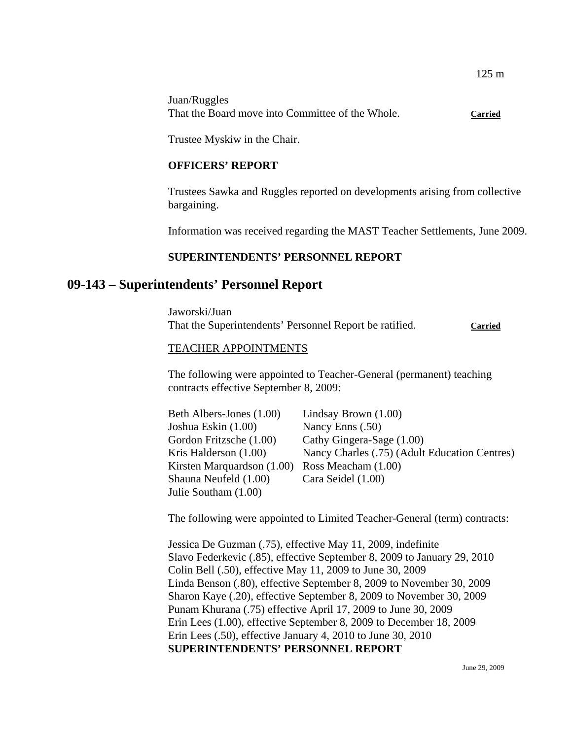Juan/Ruggles
That the Board move into Committee of the Whole. **Carried**

Trustee Myskiw in the Chair.

**OFFICERS' REPORT**

Trustees Sawka and Ruggles reported on developments arising from collective bargaining.

Information was received regarding the MAST Teacher Settlements, June 2009.

**SUPERINTENDENTS' PERSONNEL REPORT**

## 09-143 – Superintendents' Personnel Report

Jaworski/Juan
That the Superintendents' Personnel Report be ratified. **Carried**

TEACHER APPOINTMENTS

The following were appointed to Teacher-General (permanent) teaching contracts effective September 8, 2009:

| | |
|---|---|
| Beth Albers-Jones (1.00) | Lindsay Brown (1.00) |
| Joshua Eskin (1.00) | Nancy Enns (.50) |
| Gordon Fritzsche (1.00) | Cathy Gingera-Sage (1.00) |
| Kris Halderson (1.00) | Nancy Charles (.75) (Adult Education Centres) |
| Kirsten Marquardson (1.00) | Ross Meacham (1.00) |
| Shauna Neufeld (1.00) | Cara Seidel (1.00) |
| Julie Southam (1.00) | |

The following were appointed to Limited Teacher-General (term) contracts:

Jessica De Guzman (.75), effective May 11, 2009, indefinite
Slavo Federkevic (.85), effective September 8, 2009 to January 29, 2010
Colin Bell (.50), effective May 11, 2009 to June 30, 2009
Linda Benson (.80), effective September 8, 2009 to November 30, 2009
Sharon Kaye (.20), effective September 8, 2009 to November 30, 2009
Punam Khurana (.75) effective April 17, 2009 to June 30, 2009
Erin Lees (1.00), effective September 8, 2009 to December 18, 2009
Erin Lees (.50), effective January 4, 2010 to June 30, 2010
**SUPERINTENDENTS' PERSONNEL REPORT**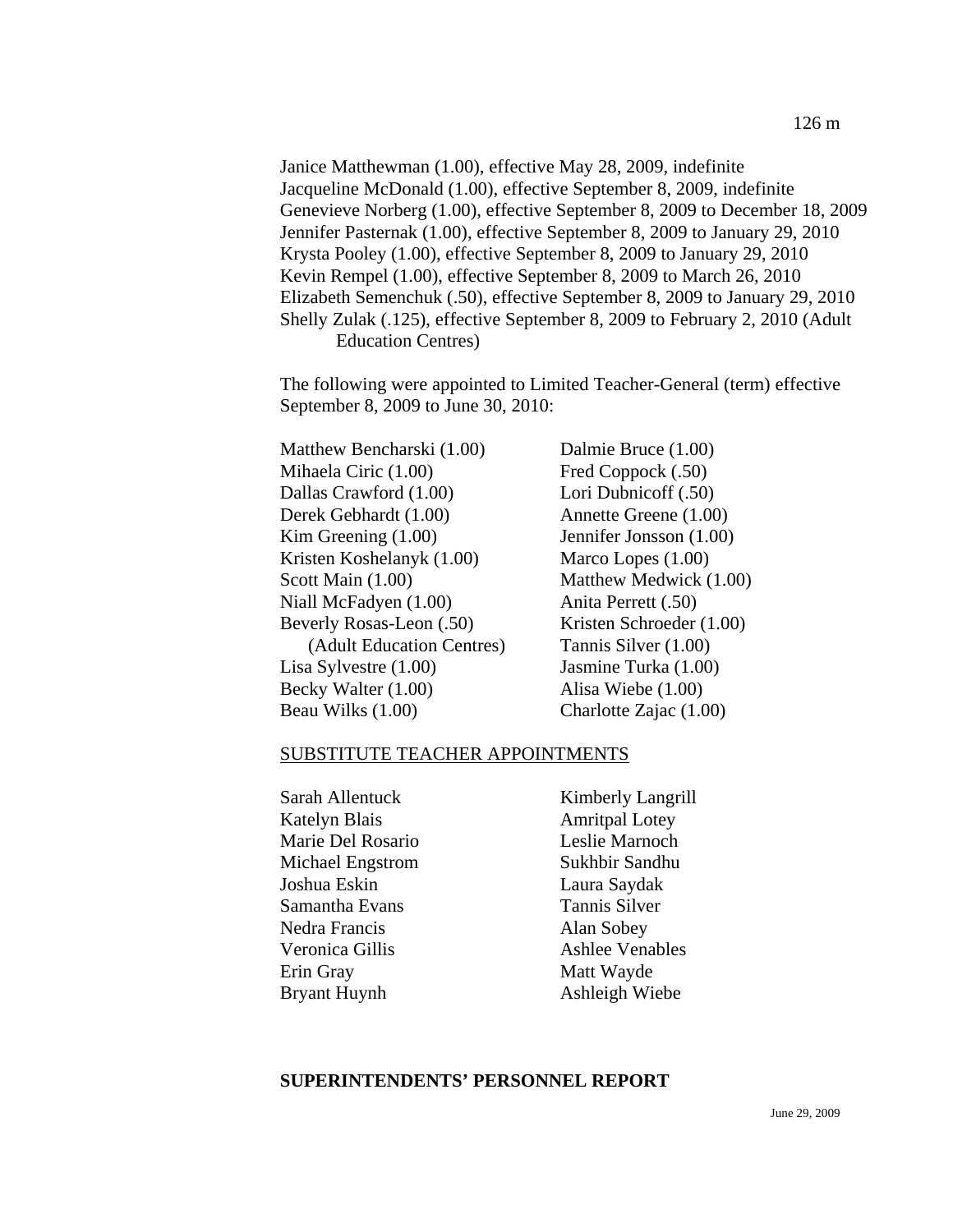Janice Matthewman (1.00), effective May 28, 2009, indefinite
Jacqueline McDonald (1.00), effective September 8, 2009, indefinite
Genevieve Norberg (1.00), effective September 8, 2009 to December 18, 2009
Jennifer Pasternak (1.00), effective September 8, 2009 to January 29, 2010
Krysta Pooley (1.00), effective September 8, 2009 to January 29, 2010
Kevin Rempel (1.00), effective September 8, 2009 to March 26, 2010
Elizabeth Semenchuk (.50), effective September 8, 2009 to January 29, 2010
Shelly Zulak (.125), effective September 8, 2009 to February 2, 2010 (Adult Education Centres)

The following were appointed to Limited Teacher-General (term) effective September 8, 2009 to June 30, 2010:

Matthew Bencharski (1.00)
Dalmie Bruce (1.00)
Mihaela Ciric (1.00)
Fred Coppock (.50)
Dallas Crawford (1.00)
Lori Dubnicoff (.50)
Derek Gebhardt (1.00)
Annette Greene (1.00)
Kim Greening (1.00)
Jennifer Jonsson (1.00)
Kristen Koshelanyk (1.00)
Marco Lopes (1.00)
Scott Main (1.00)
Matthew Medwick (1.00)
Niall McFadyen (1.00)
Anita Perrett (.50)
Beverly Rosas-Leon (.50) (Adult Education Centres)
Kristen Schroeder (1.00)
Tannis Silver (1.00)
Lisa Sylvestre (1.00)
Jasmine Turka (1.00)
Becky Walter (1.00)
Alisa Wiebe (1.00)
Beau Wilks (1.00)
Charlotte Zajac (1.00)

SUBSTITUTE TEACHER APPOINTMENTS

Sarah Allentuck
Kimberly Langrill
Katelyn Blais
Amritpal Lotey
Marie Del Rosario
Leslie Marnoch
Michael Engstrom
Sukhbir Sandhu
Joshua Eskin
Laura Saydak
Samantha Evans
Tannis Silver
Nedra Francis
Alan Sobey
Veronica Gillis
Ashlee Venables
Erin Gray
Matt Wayde
Bryant Huynh
Ashleigh Wiebe

**SUPERINTENDENTS' PERSONNEL REPORT**

June 29, 2009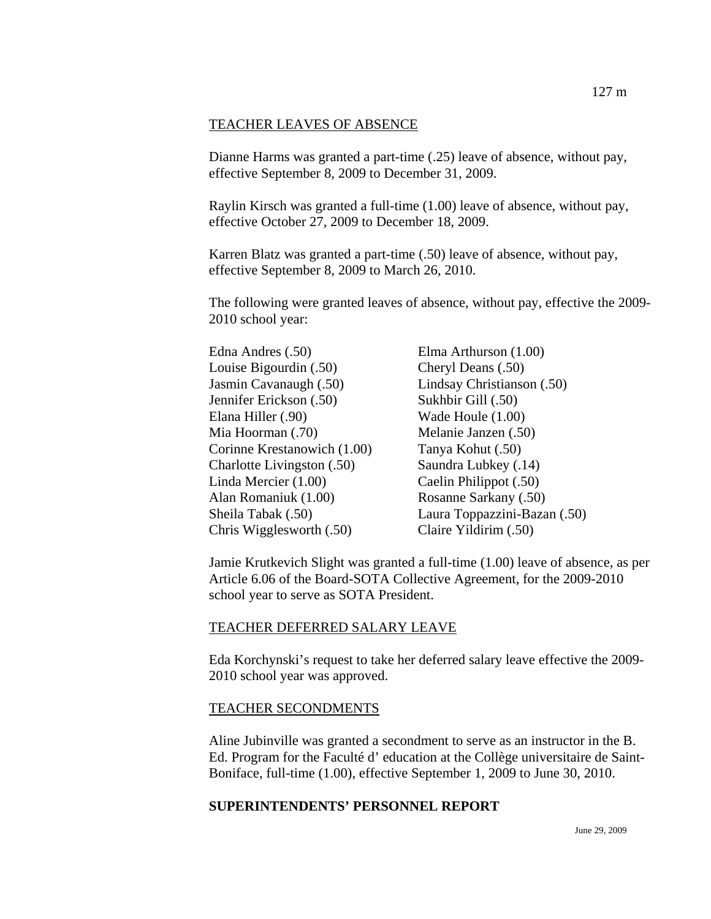## TEACHER LEAVES OF ABSENCE

Dianne Harms was granted a part-time (.25) leave of absence, without pay, effective September 8, 2009 to December 31, 2009.

Raylin Kirsch was granted a full-time (1.00) leave of absence, without pay, effective October 27, 2009 to December 18, 2009.

Karren Blatz was granted a part-time (.50) leave of absence, without pay, effective September 8, 2009 to March 26, 2010.

The following were granted leaves of absence, without pay, effective the 2009-2010 school year:

Edna Andres (.50)
Elma Arthurson (1.00)
Louise Bigourdin (.50)
Cheryl Deans (.50)
Jasmin Cavanaugh (.50)
Lindsay Christianson (.50)
Jennifer Erickson (.50)
Sukhbir Gill (.50)
Elana Hiller (.90)
Wade Houle (1.00)
Mia Hoorman (.70)
Melanie Janzen (.50)
Corinne Krestanowich (1.00)
Tanya Kohut (.50)
Charlotte Livingston (.50)
Saundra Lubkey (.14)
Linda Mercier (1.00)
Caelin Philippot (.50)
Alan Romaniuk (1.00)
Rosanne Sarkany (.50)
Sheila Tabak (.50)
Laura Toppazzini-Bazan (.50)
Chris Wigglesworth (.50)
Claire Yildirim (.50)

Jamie Krutkevich Slight was granted a full-time (1.00) leave of absence, as per Article 6.06 of the Board-SOTA Collective Agreement, for the 2009-2010 school year to serve as SOTA President.

## TEACHER DEFERRED SALARY LEAVE

Eda Korchynski's request to take her deferred salary leave effective the 2009-2010 school year was approved.

## TEACHER SECONDMENTS

Aline Jubinville was granted a secondment to serve as an instructor in the B. Ed. Program for the Faculté d' education at the Collège universitaire de Saint-Boniface, full-time (1.00), effective September 1, 2009 to June 30, 2010.

**SUPERINTENDENTS' PERSONNEL REPORT**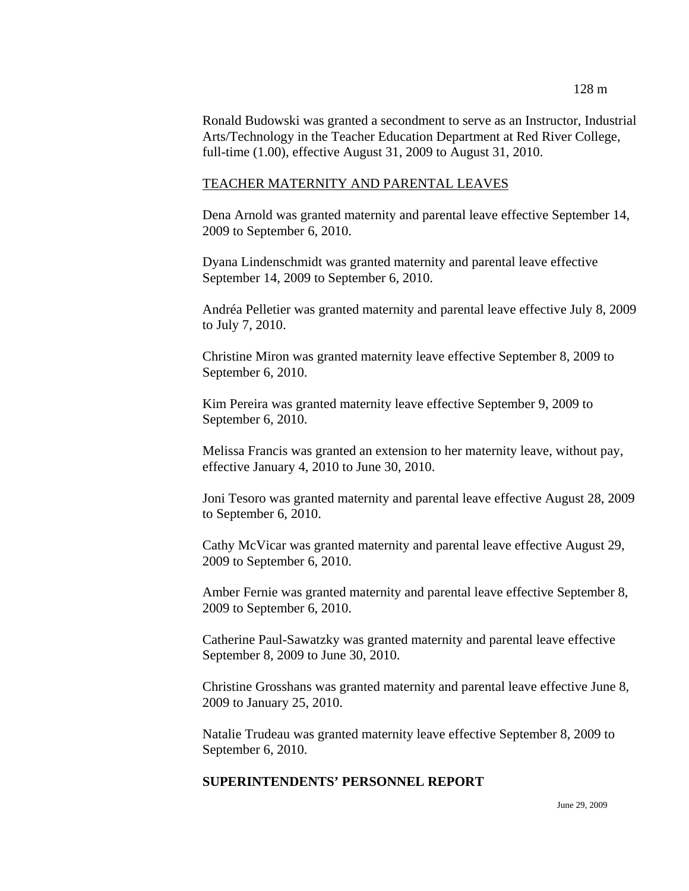Ronald Budowski was granted a secondment to serve as an Instructor, Industrial Arts/Technology in the Teacher Education Department at Red River College, full-time (1.00), effective August 31, 2009 to August 31, 2010.

TEACHER MATERNITY AND PARENTAL LEAVES

Dena Arnold was granted maternity and parental leave effective September 14, 2009 to September 6, 2010.

Dyana Lindenschmidt was granted maternity and parental leave effective September 14, 2009 to September 6, 2010.

Andréa Pelletier was granted maternity and parental leave effective July 8, 2009 to July 7, 2010.

Christine Miron was granted maternity leave effective September 8, 2009 to September 6, 2010.

Kim Pereira was granted maternity leave effective September 9, 2009 to September 6, 2010.

Melissa Francis was granted an extension to her maternity leave, without pay, effective January 4, 2010 to June 30, 2010.

Joni Tesoro was granted maternity and parental leave effective August 28, 2009 to September 6, 2010.

Cathy McVicar was granted maternity and parental leave effective August 29, 2009 to September 6, 2010.

Amber Fernie was granted maternity and parental leave effective September 8, 2009 to September 6, 2010.

Catherine Paul-Sawatzky was granted maternity and parental leave effective September 8, 2009 to June 30, 2010.

Christine Grosshans was granted maternity and parental leave effective June 8, 2009 to January 25, 2010.

Natalie Trudeau was granted maternity leave effective September 8, 2009 to September 6, 2010.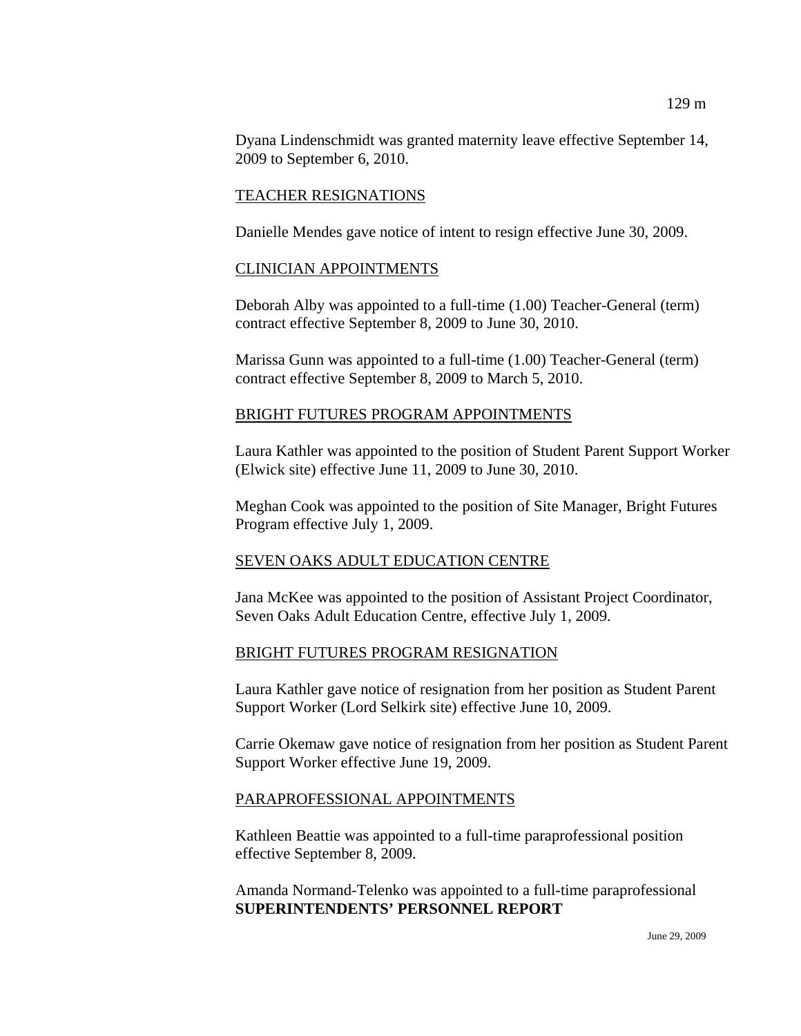Dyana Lindenschmidt was granted maternity leave effective September 14, 2009 to September 6, 2010.

TEACHER RESIGNATIONS

Danielle Mendes gave notice of intent to resign effective June 30, 2009.

CLINICIAN APPOINTMENTS

Deborah Alby was appointed to a full-time (1.00) Teacher-General (term) contract effective September 8, 2009 to June 30, 2010.

Marissa Gunn was appointed to a full-time (1.00) Teacher-General (term) contract effective September 8, 2009 to March 5, 2010.

BRIGHT FUTURES PROGRAM APPOINTMENTS

Laura Kathler was appointed to the position of Student Parent Support Worker (Elwick site) effective June 11, 2009 to June 30, 2010.

Meghan Cook was appointed to the position of Site Manager, Bright Futures Program effective July 1, 2009.

SEVEN OAKS ADULT EDUCATION CENTRE

Jana McKee was appointed to the position of Assistant Project Coordinator, Seven Oaks Adult Education Centre, effective July 1, 2009.

BRIGHT FUTURES PROGRAM RESIGNATION

Laura Kathler gave notice of resignation from her position as Student Parent Support Worker (Lord Selkirk site) effective June 10, 2009.

Carrie Okemaw gave notice of resignation from her position as Student Parent Support Worker effective June 19, 2009.

PARAPROFESSIONAL APPOINTMENTS

Kathleen Beattie was appointed to a full-time paraprofessional position effective September 8, 2009.

Amanda Normand-Telenko was appointed to a full-time paraprofessional

**SUPERINTENDENTS' PERSONNEL REPORT**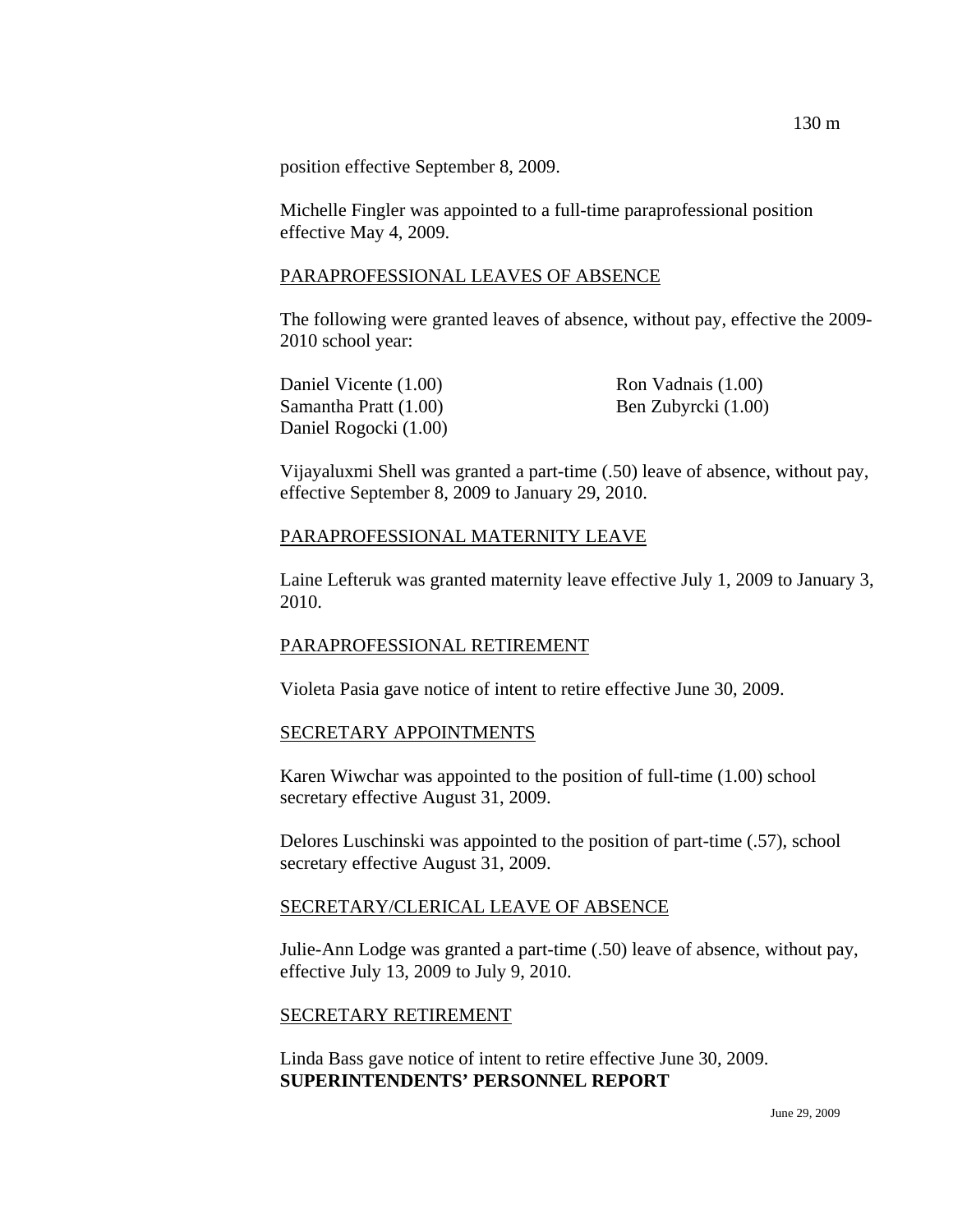position effective September 8, 2009.

Michelle Fingler was appointed to a full-time paraprofessional position effective May 4, 2009.

PARAPROFESSIONAL LEAVES OF ABSENCE

The following were granted leaves of absence, without pay, effective the 2009-2010 school year:

Daniel Vicente (1.00)
Samantha Pratt (1.00)
Daniel Rogocki (1.00)
Ron Vadnais (1.00)
Ben Zubyrcki (1.00)

Vijayaluxmi Shell was granted a part-time (.50) leave of absence, without pay, effective September 8, 2009 to January 29, 2010.

PARAPROFESSIONAL MATERNITY LEAVE

Laine Lefteruk was granted maternity leave effective July 1, 2009 to January 3, 2010.

PARAPROFESSIONAL RETIREMENT

Violeta Pasia gave notice of intent to retire effective June 30, 2009.

SECRETARY APPOINTMENTS

Karen Wiwchar was appointed to the position of full-time (1.00) school secretary effective August 31, 2009.

Delores Luschinski was appointed to the position of part-time (.57), school secretary effective August 31, 2009.

SECRETARY/CLERICAL LEAVE OF ABSENCE

Julie-Ann Lodge was granted a part-time (.50) leave of absence, without pay, effective July 13, 2009 to July 9, 2010.

SECRETARY RETIREMENT

Linda Bass gave notice of intent to retire effective June 30, 2009.

**SUPERINTENDENTS' PERSONNEL REPORT**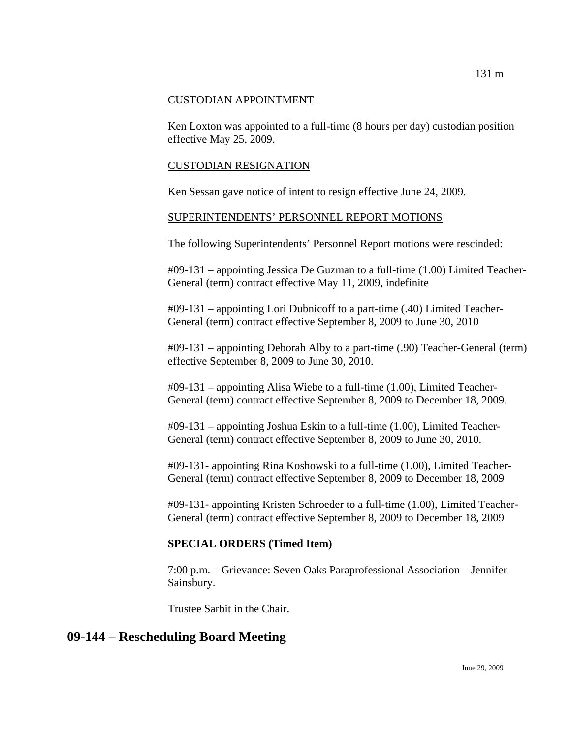CUSTODIAN APPOINTMENT

Ken Loxton was appointed to a full-time (8 hours per day) custodian position effective May 25, 2009.

CUSTODIAN RESIGNATION

Ken Sessan gave notice of intent to resign effective June 24, 2009.

SUPERINTENDENTS' PERSONNEL REPORT MOTIONS

The following Superintendents' Personnel Report motions were rescinded:

#09-131 – appointing Jessica De Guzman to a full-time (1.00) Limited Teacher-General (term) contract effective May 11, 2009, indefinite

#09-131 – appointing Lori Dubnicoff to a part-time (.40) Limited Teacher-General (term) contract effective September 8, 2009 to June 30, 2010

#09-131 – appointing Deborah Alby to a part-time (.90) Teacher-General (term) effective September 8, 2009 to June 30, 2010.

#09-131 – appointing Alisa Wiebe to a full-time (1.00), Limited Teacher-General (term) contract effective September 8, 2009 to December 18, 2009.

#09-131 – appointing Joshua Eskin to a full-time (1.00), Limited Teacher-General (term) contract effective September 8, 2009 to June 30, 2010.

#09-131- appointing Rina Koshowski to a full-time (1.00), Limited Teacher-General (term) contract effective September 8, 2009 to December 18, 2009

#09-131- appointing Kristen Schroeder to a full-time (1.00), Limited Teacher-General (term) contract effective September 8, 2009 to December 18, 2009

**SPECIAL ORDERS (Timed Item)**

7:00 p.m. – Grievance: Seven Oaks Paraprofessional Association – Jennifer Sainsbury.

Trustee Sarbit in the Chair.

## 09-144 – Rescheduling Board Meeting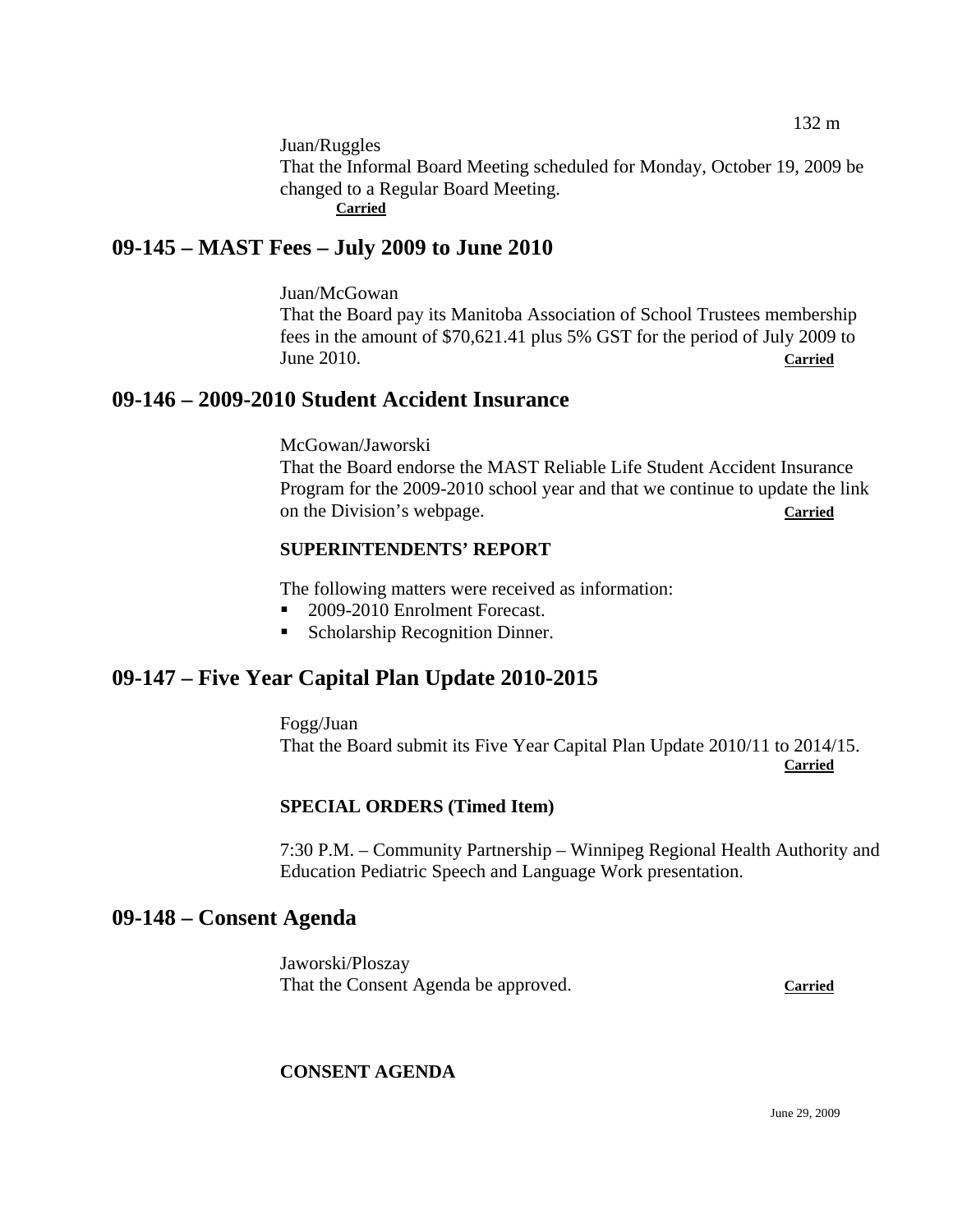Juan/Ruggles

That the Informal Board Meeting scheduled for Monday, October 19, 2009 be changed to a Regular Board Meeting.

**Carried**

## 09-145 – MAST Fees – July 2009 to June 2010

Juan/McGowan

That the Board pay its Manitoba Association of School Trustees membership fees in the amount of $70,621.41 plus 5% GST for the period of July 2009 to June 2010. **Carried**

## 09-146 – 2009-2010 Student Accident Insurance

McGowan/Jaworski

That the Board endorse the MAST Reliable Life Student Accident Insurance Program for the 2009-2010 school year and that we continue to update the link on the Division's webpage. **Carried**

**SUPERINTENDENTS' REPORT**

The following matters were received as information:

- 2009-2010 Enrolment Forecast.
- Scholarship Recognition Dinner.

## 09-147 – Five Year Capital Plan Update 2010-2015

Fogg/Juan

That the Board submit its Five Year Capital Plan Update 2010/11 to 2014/15. **Carried**

**SPECIAL ORDERS (Timed Item)**

7:30 P.M. – Community Partnership – Winnipeg Regional Health Authority and Education Pediatric Speech and Language Work presentation.

## 09-148 – Consent Agenda

Jaworski/Ploszay

That the Consent Agenda be approved. **Carried**

**CONSENT AGENDA**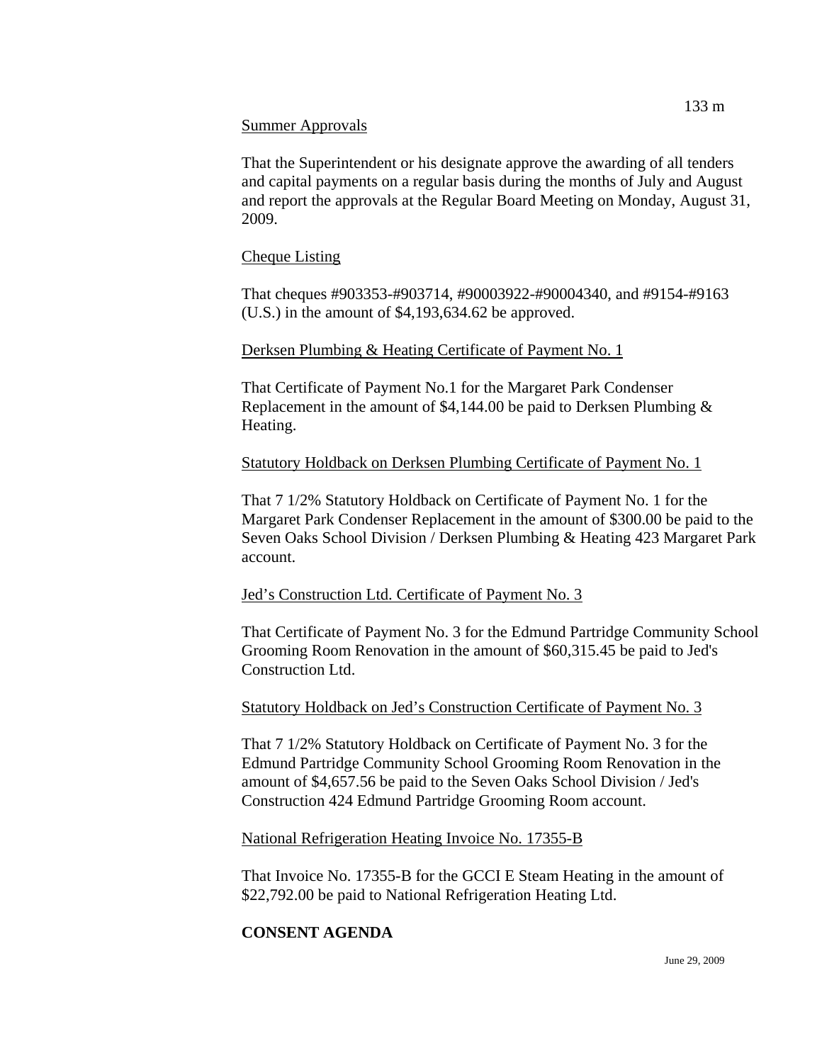Summer Approvals

That the Superintendent or his designate approve the awarding of all tenders and capital payments on a regular basis during the months of July and August and report the approvals at the Regular Board Meeting on Monday, August 31, 2009.

Cheque Listing

That cheques #903353-#903714, #90003922-#90004340, and #9154-#9163 (U.S.) in the amount of $4,193,634.62 be approved.

Derksen Plumbing & Heating Certificate of Payment No. 1

That Certificate of Payment No.1 for the Margaret Park Condenser Replacement in the amount of $4,144.00 be paid to Derksen Plumbing & Heating.

Statutory Holdback on Derksen Plumbing Certificate of Payment No. 1

That 7 1/2% Statutory Holdback on Certificate of Payment No. 1 for the Margaret Park Condenser Replacement in the amount of $300.00 be paid to the Seven Oaks School Division / Derksen Plumbing & Heating 423 Margaret Park account.

Jed's Construction Ltd. Certificate of Payment No. 3

That Certificate of Payment No. 3 for the Edmund Partridge Community School Grooming Room Renovation in the amount of $60,315.45 be paid to Jed's Construction Ltd.

Statutory Holdback on Jed's Construction Certificate of Payment No. 3

That 7 1/2% Statutory Holdback on Certificate of Payment No. 3 for the Edmund Partridge Community School Grooming Room Renovation in the amount of $4,657.56 be paid to the Seven Oaks School Division / Jed's Construction 424 Edmund Partridge Grooming Room account.

National Refrigeration Heating Invoice No. 17355-B

That Invoice No. 17355-B for the GCCI E Steam Heating in the amount of $22,792.00 be paid to National Refrigeration Heating Ltd.

**CONSENT AGENDA**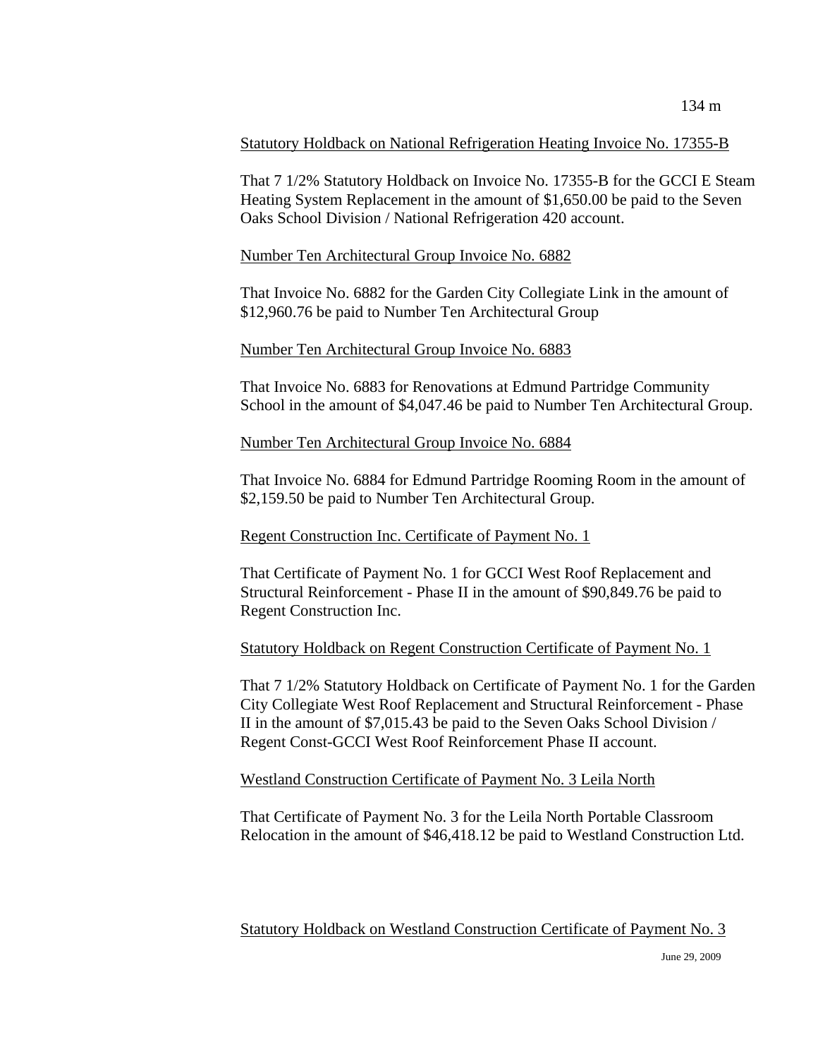Statistory Holdback on National Refrigeration Heating Invoice No. 17355-B

That 7 1/2% Statutory Holdback on Invoice No. 17355-B for the GCCI E Steam Heating System Replacement in the amount of $1,650.00 be paid to the Seven Oaks School Division / National Refrigeration 420 account.

Number Ten Architectural Group Invoice No. 6882

That Invoice No. 6882 for the Garden City Collegiate Link in the amount of $12,960.76 be paid to Number Ten Architectural Group

Number Ten Architectural Group Invoice No. 6883

That Invoice No. 6883 for Renovations at Edmund Partridge Community School in the amount of $4,047.46 be paid to Number Ten Architectural Group.

Number Ten Architectural Group Invoice No. 6884

That Invoice No. 6884 for Edmund Partridge Rooming Room in the amount of $2,159.50 be paid to Number Ten Architectural Group.

Regent Construction Inc. Certificate of Payment No. 1

That Certificate of Payment No. 1 for GCCI West Roof Replacement and Structural Reinforcement - Phase II in the amount of $90,849.76 be paid to Regent Construction Inc.

Statutory Holdback on Regent Construction Certificate of Payment No. 1

That 7 1/2% Statutory Holdback on Certificate of Payment No. 1 for the Garden City Collegiate West Roof Replacement and Structural Reinforcement - Phase II in the amount of $7,015.43 be paid to the Seven Oaks School Division / Regent Const-GCCI West Roof Reinforcement Phase II account.

Westland Construction Certificate of Payment No. 3 Leila North

That Certificate of Payment No. 3 for the Leila North Portable Classroom Relocation in the amount of $46,418.12 be paid to Westland Construction Ltd.

Statutory Holdback on Westland Construction Certificate of Payment No. 3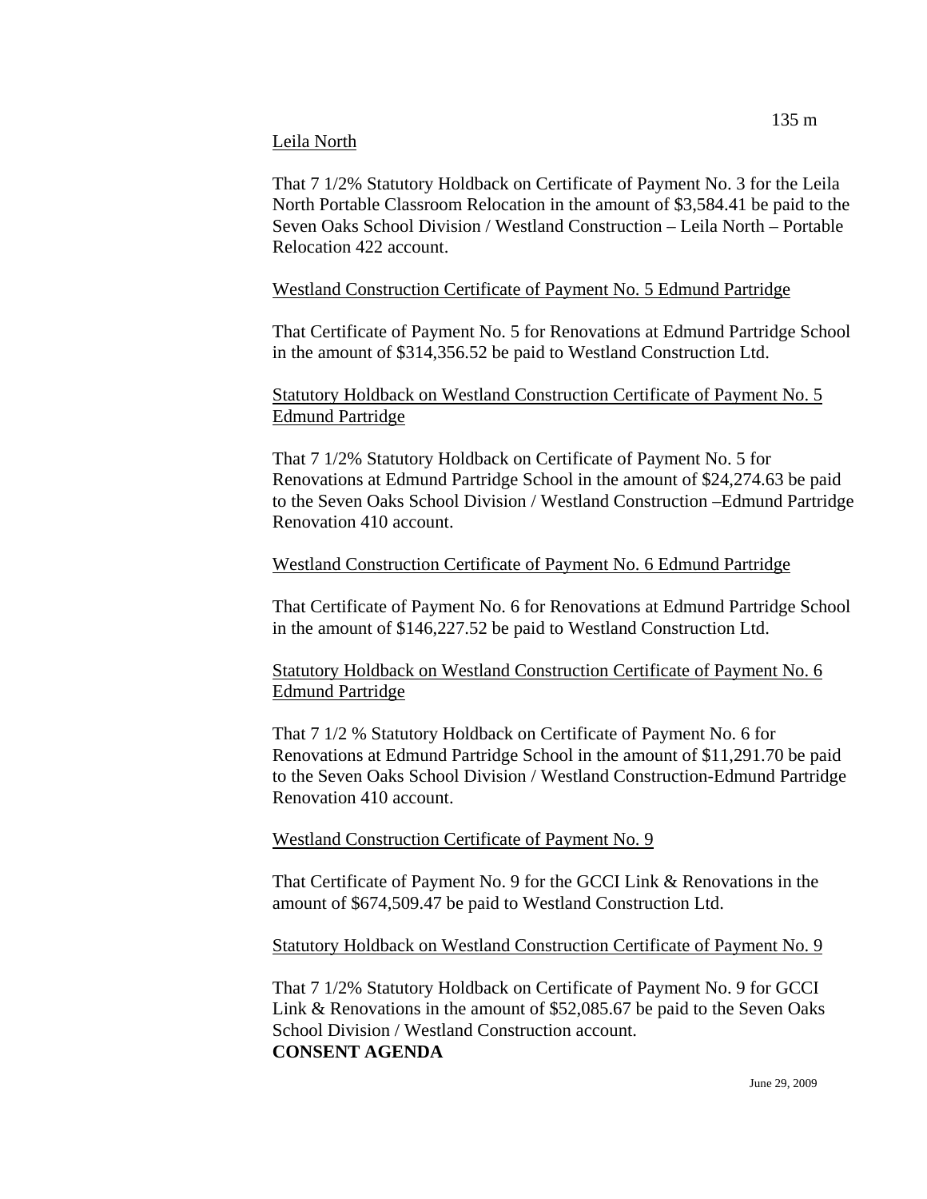Leila North

That 7 1/2% Statutory Holdback on Certificate of Payment No. 3 for the Leila North Portable Classroom Relocation in the amount of $3,584.41 be paid to the Seven Oaks School Division / Westland Construction – Leila North – Portable Relocation 422 account.

Westland Construction Certificate of Payment No. 5 Edmund Partridge

That Certificate of Payment No. 5 for Renovations at Edmund Partridge School in the amount of $314,356.52 be paid to Westland Construction Ltd.

Statutory Holdback on Westland Construction Certificate of Payment No. 5 Edmund Partridge

That 7 1/2% Statutory Holdback on Certificate of Payment No. 5 for Renovations at Edmund Partridge School in the amount of $24,274.63 be paid to the Seven Oaks School Division / Westland Construction –Edmund Partridge Renovation 410 account.

Westland Construction Certificate of Payment No. 6 Edmund Partridge

That Certificate of Payment No. 6 for Renovations at Edmund Partridge School in the amount of $146,227.52 be paid to Westland Construction Ltd.

Statutory Holdback on Westland Construction Certificate of Payment No. 6 Edmund Partridge

That 7 1/2 % Statutory Holdback on Certificate of Payment No. 6 for Renovations at Edmund Partridge School in the amount of $11,291.70 be paid to the Seven Oaks School Division / Westland Construction-Edmund Partridge Renovation 410 account.

Westland Construction Certificate of Payment No. 9

That Certificate of Payment No. 9 for the GCCI Link & Renovations in the amount of $674,509.47 be paid to Westland Construction Ltd.

Statutory Holdback on Westland Construction Certificate of Payment No. 9

That 7 1/2% Statutory Holdback on Certificate of Payment No. 9 for GCCI Link & Renovations in the amount of $52,085.67 be paid to the Seven Oaks School Division / Westland Construction account.

**CONSENT AGENDA**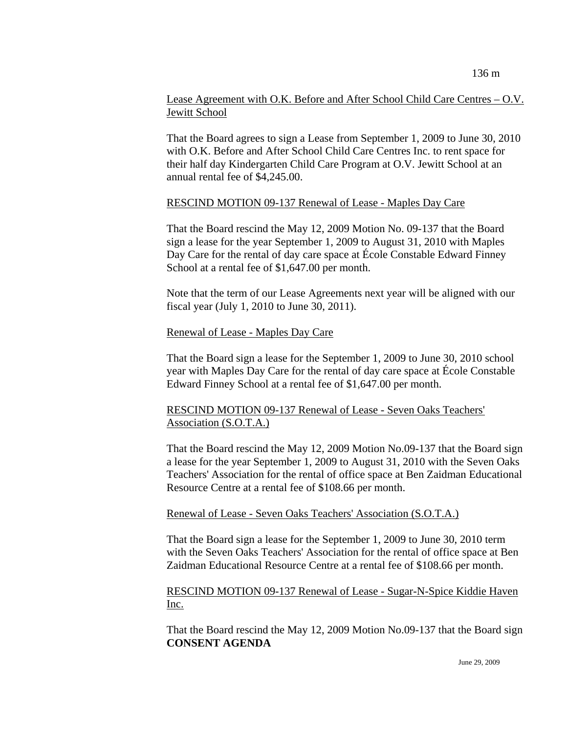Lease Agreement with O.K. Before and After School Child Care Centres – O.V. Jewitt School

That the Board agrees to sign a Lease from September 1, 2009 to June 30, 2010 with O.K. Before and After School Child Care Centres Inc. to rent space for their half day Kindergarten Child Care Program at O.V. Jewitt School at an annual rental fee of $4,245.00.

RESCIND MOTION 09-137 Renewal of Lease - Maples Day Care

That the Board rescind the May 12, 2009 Motion No. 09-137 that the Board sign a lease for the year September 1, 2009 to August 31, 2010 with Maples Day Care for the rental of day care space at École Constable Edward Finney School at a rental fee of $1,647.00 per month.

Note that the term of our Lease Agreements next year will be aligned with our fiscal year (July 1, 2010 to June 30, 2011).

Renewal of Lease - Maples Day Care

That the Board sign a lease for the September 1, 2009 to June 30, 2010 school year with Maples Day Care for the rental of day care space at École Constable Edward Finney School at a rental fee of $1,647.00 per month.

RESCIND MOTION 09-137 Renewal of Lease - Seven Oaks Teachers' Association (S.O.T.A.)

That the Board rescind the May 12, 2009 Motion No.09-137 that the Board sign a lease for the year September 1, 2009 to August 31, 2010 with the Seven Oaks Teachers' Association for the rental of office space at Ben Zaidman Educational Resource Centre at a rental fee of $108.66 per month.

Renewal of Lease - Seven Oaks Teachers' Association (S.O.T.A.)

That the Board sign a lease for the September 1, 2009 to June 30, 2010 term with the Seven Oaks Teachers' Association for the rental of office space at Ben Zaidman Educational Resource Centre at a rental fee of $108.66 per month.

RESCIND MOTION 09-137 Renewal of Lease - Sugar-N-Spice Kiddie Haven Inc.

That the Board rescind the May 12, 2009 Motion No.09-137 that the Board sign

**CONSENT AGENDA**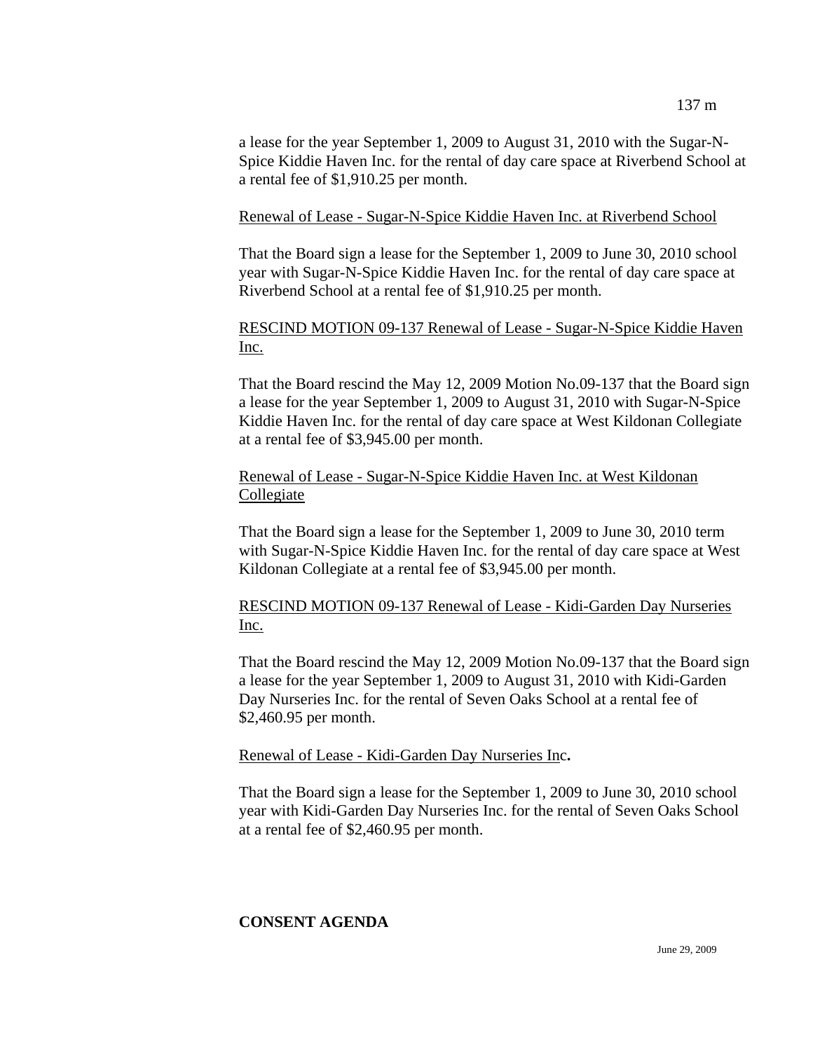a lease for the year September 1, 2009 to August 31, 2010 with the Sugar-N-Spice Kiddie Haven Inc. for the rental of day care space at Riverbend School at a rental fee of $1,910.25 per month.

Renewal of Lease - Sugar-N-Spice Kiddie Haven Inc. at Riverbend School

That the Board sign a lease for the September 1, 2009 to June 30, 2010 school year with Sugar-N-Spice Kiddie Haven Inc. for the rental of day care space at Riverbend School at a rental fee of $1,910.25 per month.

RESCIND MOTION 09-137 Renewal of Lease - Sugar-N-Spice Kiddie Haven Inc.

That the Board rescind the May 12, 2009 Motion No.09-137 that the Board sign a lease for the year September 1, 2009 to August 31, 2010 with Sugar-N-Spice Kiddie Haven Inc. for the rental of day care space at West Kildonan Collegiate at a rental fee of $3,945.00 per month.

Renewal of Lease - Sugar-N-Spice Kiddie Haven Inc. at West Kildonan Collegiate

That the Board sign a lease for the September 1, 2009 to June 30, 2010 term with Sugar-N-Spice Kiddie Haven Inc. for the rental of day care space at West Kildonan Collegiate at a rental fee of $3,945.00 per month.

RESCIND MOTION 09-137 Renewal of Lease - Kidi-Garden Day Nurseries Inc.

That the Board rescind the May 12, 2009 Motion No.09-137 that the Board sign a lease for the year September 1, 2009 to August 31, 2010 with Kidi-Garden Day Nurseries Inc. for the rental of Seven Oaks School at a rental fee of $2,460.95 per month.

Renewal of Lease - Kidi-Garden Day Nurseries Inc**.**

That the Board sign a lease for the September 1, 2009 to June 30, 2010 school year with Kidi-Garden Day Nurseries Inc. for the rental of Seven Oaks School at a rental fee of $2,460.95 per month.

**CONSENT AGENDA**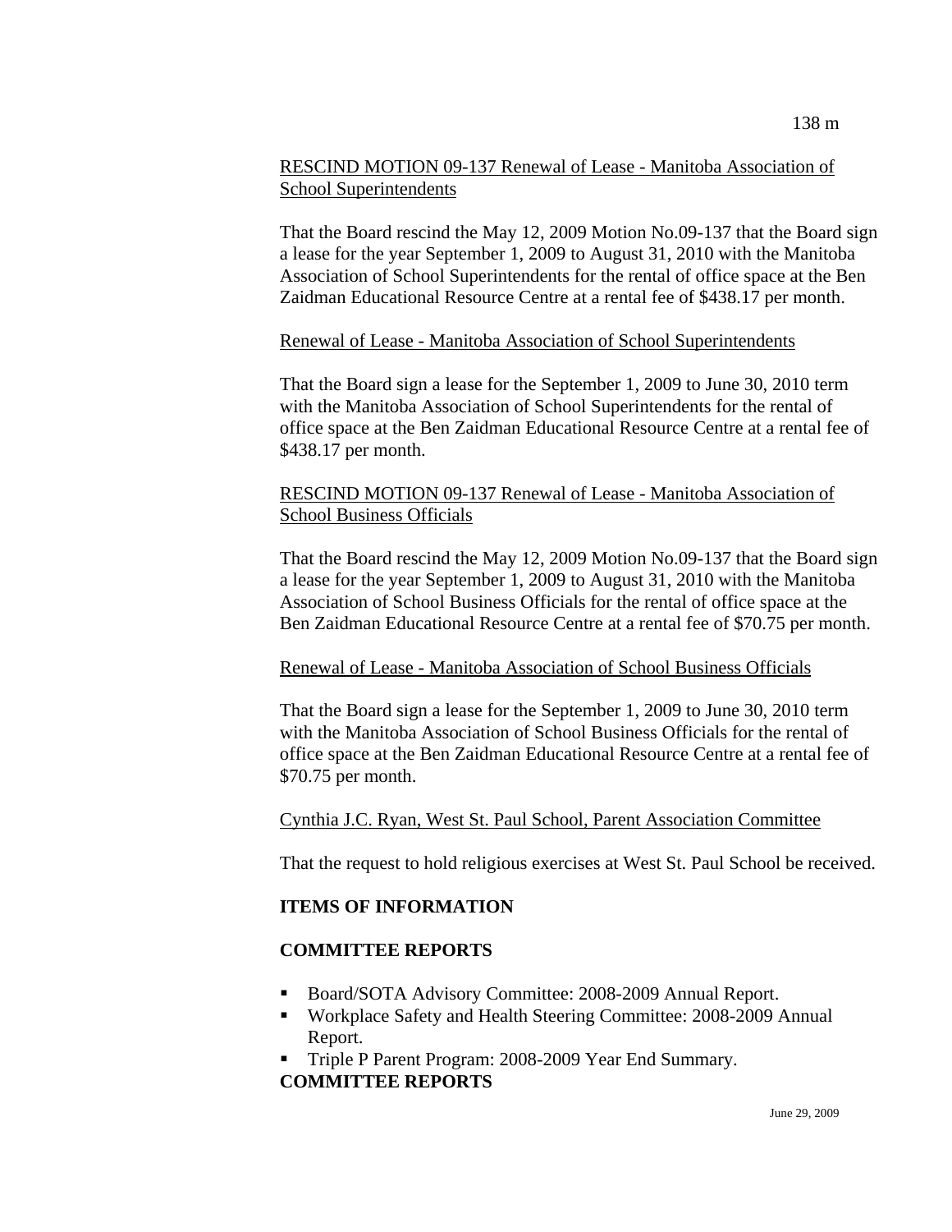RESCIND MOTION 09-137 Renewal of Lease - Manitoba Association of School Superintendents

That the Board rescind the May 12, 2009 Motion No.09-137 that the Board sign a lease for the year September 1, 2009 to August 31, 2010 with the Manitoba Association of School Superintendents for the rental of office space at the Ben Zaidman Educational Resource Centre at a rental fee of $438.17 per month.

Renewal of Lease - Manitoba Association of School Superintendents

That the Board sign a lease for the September 1, 2009 to June 30, 2010 term with the Manitoba Association of School Superintendents for the rental of office space at the Ben Zaidman Educational Resource Centre at a rental fee of $438.17 per month.

RESCIND MOTION 09-137 Renewal of Lease - Manitoba Association of School Business Officials

That the Board rescind the May 12, 2009 Motion No.09-137 that the Board sign a lease for the year September 1, 2009 to August 31, 2010 with the Manitoba Association of School Business Officials for the rental of office space at the Ben Zaidman Educational Resource Centre at a rental fee of $70.75 per month.

Renewal of Lease - Manitoba Association of School Business Officials

That the Board sign a lease for the September 1, 2009 to June 30, 2010 term with the Manitoba Association of School Business Officials for the rental of office space at the Ben Zaidman Educational Resource Centre at a rental fee of $70.75 per month.

Cynthia J.C. Ryan, West St. Paul School, Parent Association Committee

That the request to hold religious exercises at West St. Paul School be received.

**ITEMS OF INFORMATION**

**COMMITTEE REPORTS**

- Board/SOTA Advisory Committee: 2008-2009 Annual Report.
- Workplace Safety and Health Steering Committee: 2008-2009 Annual Report.
- Triple P Parent Program: 2008-2009 Year End Summary.

**COMMITTEE REPORTS**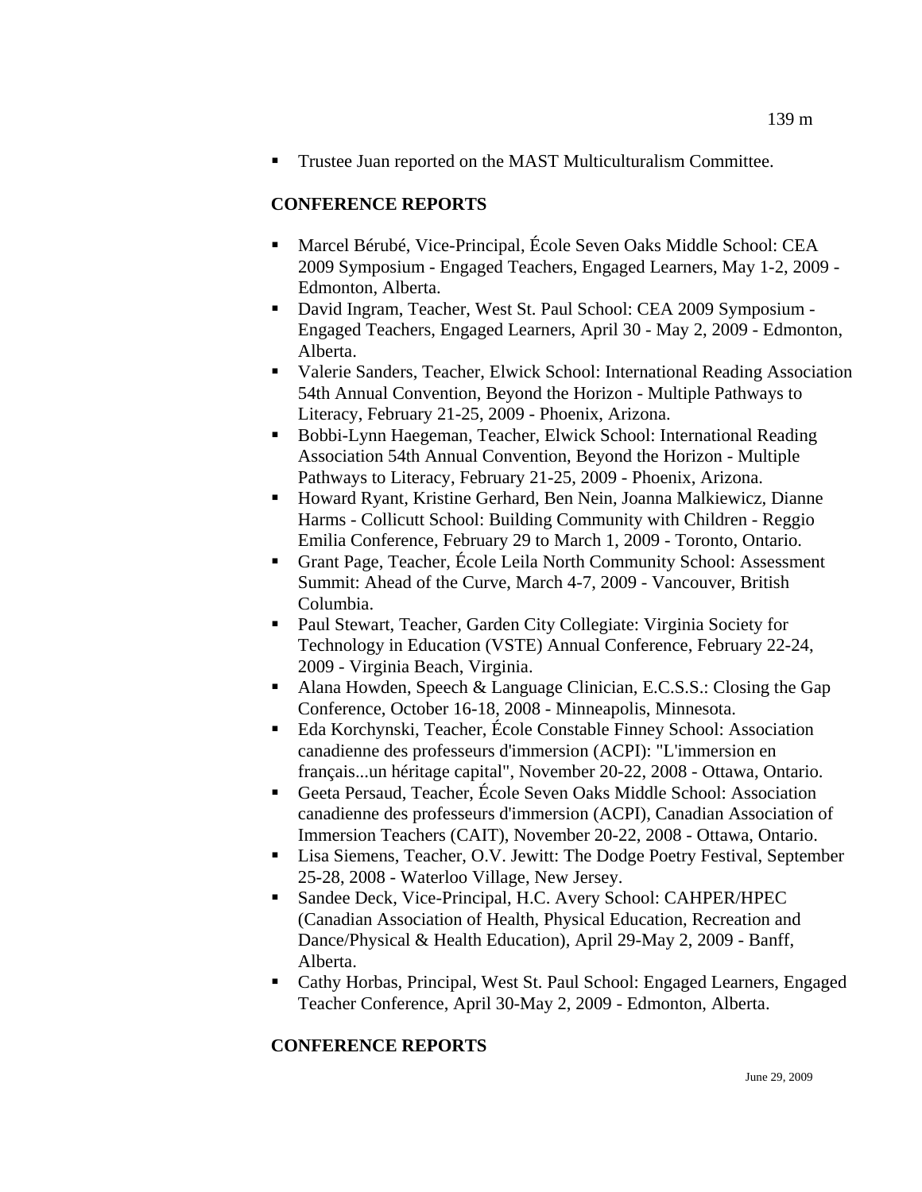- Trustee Juan reported on the MAST Multiculturalism Committee.

**CONFERENCE REPORTS**

- Marcel Bérubé, Vice-Principal, École Seven Oaks Middle School: CEA 2009 Symposium - Engaged Teachers, Engaged Learners, May 1-2, 2009 - Edmonton, Alberta.
- David Ingram, Teacher, West St. Paul School: CEA 2009 Symposium - Engaged Teachers, Engaged Learners, April 30 - May 2, 2009 - Edmonton, Alberta.
- Valerie Sanders, Teacher, Elwick School: International Reading Association 54th Annual Convention, Beyond the Horizon - Multiple Pathways to Literacy, February 21-25, 2009 - Phoenix, Arizona.
- Bobbi-Lynn Haegeman, Teacher, Elwick School: International Reading Association 54th Annual Convention, Beyond the Horizon - Multiple Pathways to Literacy, February 21-25, 2009 - Phoenix, Arizona.
- Howard Ryant, Kristine Gerhard, Ben Nein, Joanna Malkiewicz, Dianne Harms - Collicutt School: Building Community with Children - Reggio Emilia Conference, February 29 to March 1, 2009 - Toronto, Ontario.
- Grant Page, Teacher, École Leila North Community School: Assessment Summit: Ahead of the Curve, March 4-7, 2009 - Vancouver, British Columbia.
- Paul Stewart, Teacher, Garden City Collegiate: Virginia Society for Technology in Education (VSTE) Annual Conference, February 22-24, 2009 - Virginia Beach, Virginia.
- Alana Howden, Speech & Language Clinician, E.C.S.S.: Closing the Gap Conference, October 16-18, 2008 - Minneapolis, Minnesota.
- Eda Korchynski, Teacher, École Constable Finney School: Association canadienne des professeurs d'immersion (ACPI): "L'immersion en français...un héritage capital", November 20-22, 2008 - Ottawa, Ontario.
- Geeta Persaud, Teacher, École Seven Oaks Middle School: Association canadienne des professeurs d'immersion (ACPI), Canadian Association of Immersion Teachers (CAIT), November 20-22, 2008 - Ottawa, Ontario.
- Lisa Siemens, Teacher, O.V. Jewitt: The Dodge Poetry Festival, September 25-28, 2008 - Waterloo Village, New Jersey.
- Sandee Deck, Vice-Principal, H.C. Avery School: CAHPER/HPEC (Canadian Association of Health, Physical Education, Recreation and Dance/Physical & Health Education), April 29-May 2, 2009 - Banff, Alberta.
- Cathy Horbas, Principal, West St. Paul School: Engaged Learners, Engaged Teacher Conference, April 30-May 2, 2009 - Edmonton, Alberta.

**CONFERENCE REPORTS**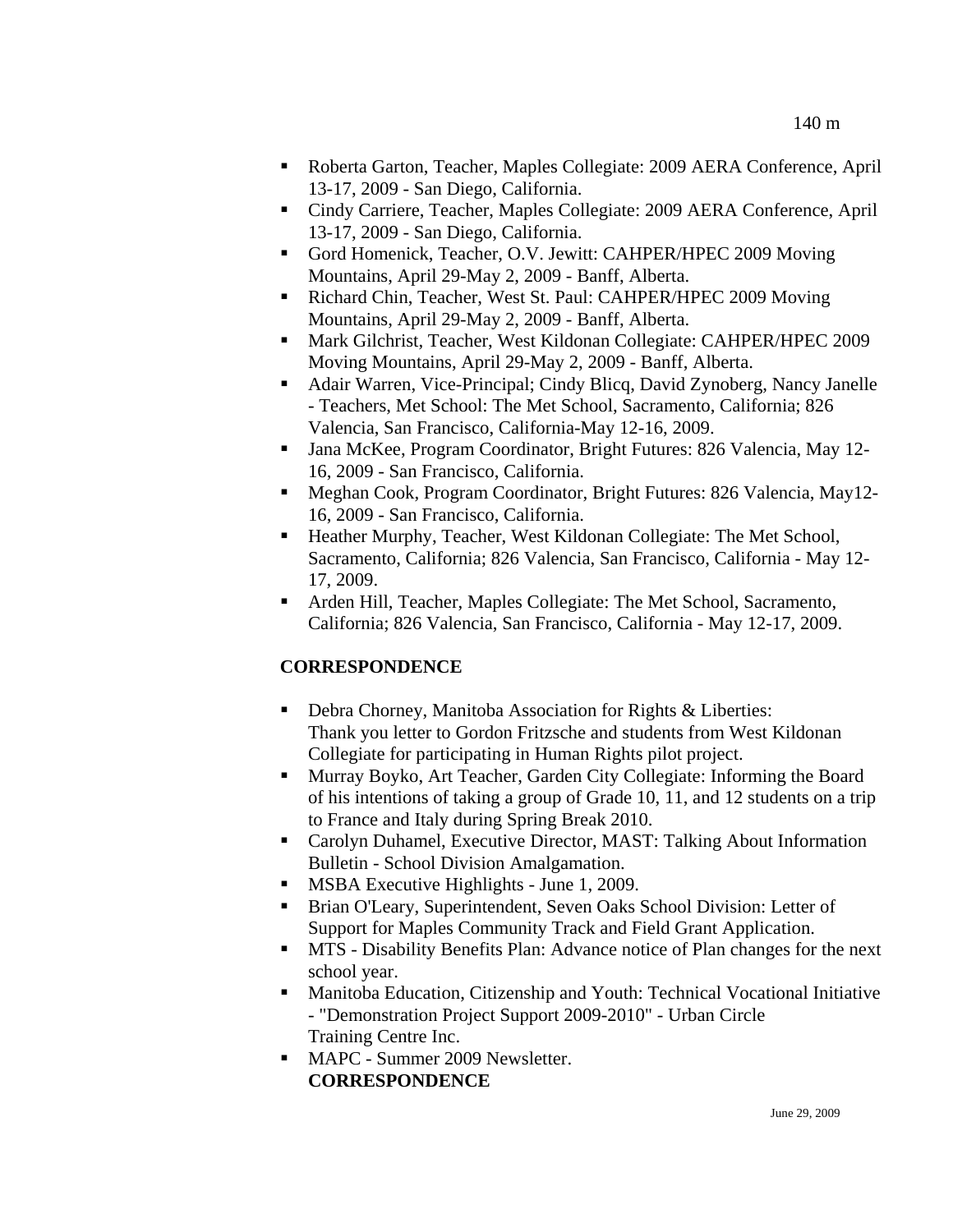- Roberta Garton, Teacher, Maples Collegiate: 2009 AERA Conference, April 13-17, 2009 - San Diego, California.
- Cindy Carriere, Teacher, Maples Collegiate: 2009 AERA Conference, April 13-17, 2009 - San Diego, California.
- Gord Homenick, Teacher, O.V. Jewitt: CAHPER/HPEC 2009 Moving Mountains, April 29-May 2, 2009 - Banff, Alberta.
- Richard Chin, Teacher, West St. Paul: CAHPER/HPEC 2009 Moving Mountains, April 29-May 2, 2009 - Banff, Alberta.
- Mark Gilchrist, Teacher, West Kildonan Collegiate: CAHPER/HPEC 2009 Moving Mountains, April 29-May 2, 2009 - Banff, Alberta.
- Adair Warren, Vice-Principal; Cindy Blicq, David Zynoberg, Nancy Janelle - Teachers, Met School: The Met School, Sacramento, California; 826 Valencia, San Francisco, California-May 12-16, 2009.
- Jana McKee, Program Coordinator, Bright Futures: 826 Valencia, May 12-16, 2009 - San Francisco, California.
- Meghan Cook, Program Coordinator, Bright Futures: 826 Valencia, May12-16, 2009 - San Francisco, California.
- Heather Murphy, Teacher, West Kildonan Collegiate: The Met School, Sacramento, California; 826 Valencia, San Francisco, California - May 12-17, 2009.
- Arden Hill, Teacher, Maples Collegiate: The Met School, Sacramento, California; 826 Valencia, San Francisco, California - May 12-17, 2009.

**CORRESPONDENCE**

- Debra Chorney, Manitoba Association for Rights & Liberties: Thank you letter to Gordon Fritzsche and students from West Kildonan Collegiate for participating in Human Rights pilot project.
- Murray Boyko, Art Teacher, Garden City Collegiate: Informing the Board of his intentions of taking a group of Grade 10, 11, and 12 students on a trip to France and Italy during Spring Break 2010.
- Carolyn Duhamel, Executive Director, MAST: Talking About Information Bulletin - School Division Amalgamation.
- MSBA Executive Highlights - June 1, 2009.
- Brian O'Leary, Superintendent, Seven Oaks School Division: Letter of Support for Maples Community Track and Field Grant Application.
- MTS - Disability Benefits Plan: Advance notice of Plan changes for the next school year.
- Manitoba Education, Citizenship and Youth: Technical Vocational Initiative - "Demonstration Project Support 2009-2010" - Urban Circle Training Centre Inc.
- MAPC - Summer 2009 Newsletter.
  **CORRESPONDENCE**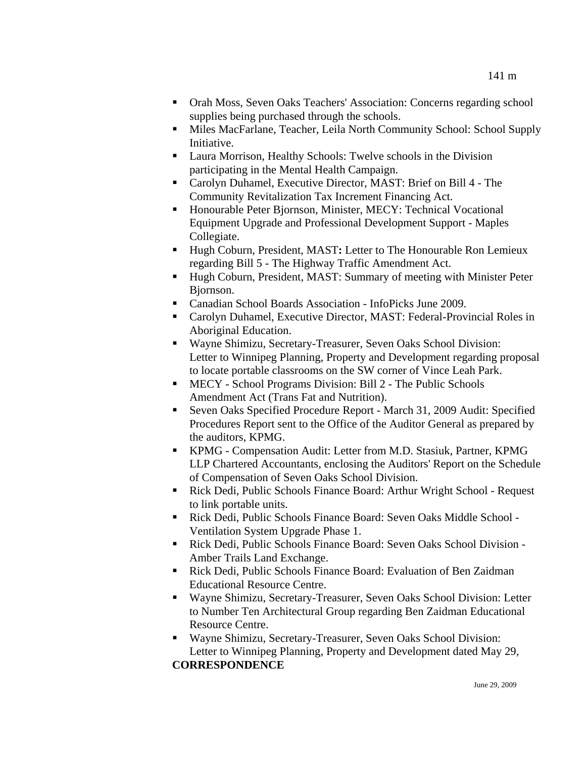- Orah Moss, Seven Oaks Teachers' Association: Concerns regarding school supplies being purchased through the schools.
- Miles MacFarlane, Teacher, Leila North Community School: School Supply Initiative.
- Laura Morrison, Healthy Schools: Twelve schools in the Division participating in the Mental Health Campaign.
- Carolyn Duhamel, Executive Director, MAST: Brief on Bill 4 - The Community Revitalization Tax Increment Financing Act.
- Honourable Peter Bjornson, Minister, MECY: Technical Vocational Equipment Upgrade and Professional Development Support - Maples Collegiate.
- Hugh Coburn, President, MAST**:** Letter to The Honourable Ron Lemieux regarding Bill 5 - The Highway Traffic Amendment Act.
- Hugh Coburn, President, MAST: Summary of meeting with Minister Peter Bjornson.
- Canadian School Boards Association - InfoPicks June 2009.
- Carolyn Duhamel, Executive Director, MAST: Federal-Provincial Roles in Aboriginal Education.
- Wayne Shimizu, Secretary-Treasurer, Seven Oaks School Division: Letter to Winnipeg Planning, Property and Development regarding proposal to locate portable classrooms on the SW corner of Vince Leah Park.
- MECY - School Programs Division: Bill 2 - The Public Schools Amendment Act (Trans Fat and Nutrition).
- Seven Oaks Specified Procedure Report - March 31, 2009 Audit: Specified Procedures Report sent to the Office of the Auditor General as prepared by the auditors, KPMG.
- KPMG - Compensation Audit: Letter from M.D. Stasiuk, Partner, KPMG LLP Chartered Accountants, enclosing the Auditors' Report on the Schedule of Compensation of Seven Oaks School Division.
- Rick Dedi, Public Schools Finance Board: Arthur Wright School - Request to link portable units.
- Rick Dedi, Public Schools Finance Board: Seven Oaks Middle School - Ventilation System Upgrade Phase 1.
- Rick Dedi, Public Schools Finance Board: Seven Oaks School Division - Amber Trails Land Exchange.
- Rick Dedi, Public Schools Finance Board: Evaluation of Ben Zaidman Educational Resource Centre.
- Wayne Shimizu, Secretary-Treasurer, Seven Oaks School Division: Letter to Number Ten Architectural Group regarding Ben Zaidman Educational Resource Centre.
- Wayne Shimizu, Secretary-Treasurer, Seven Oaks School Division: Letter to Winnipeg Planning, Property and Development dated May 29,

**CORRESPONDENCE**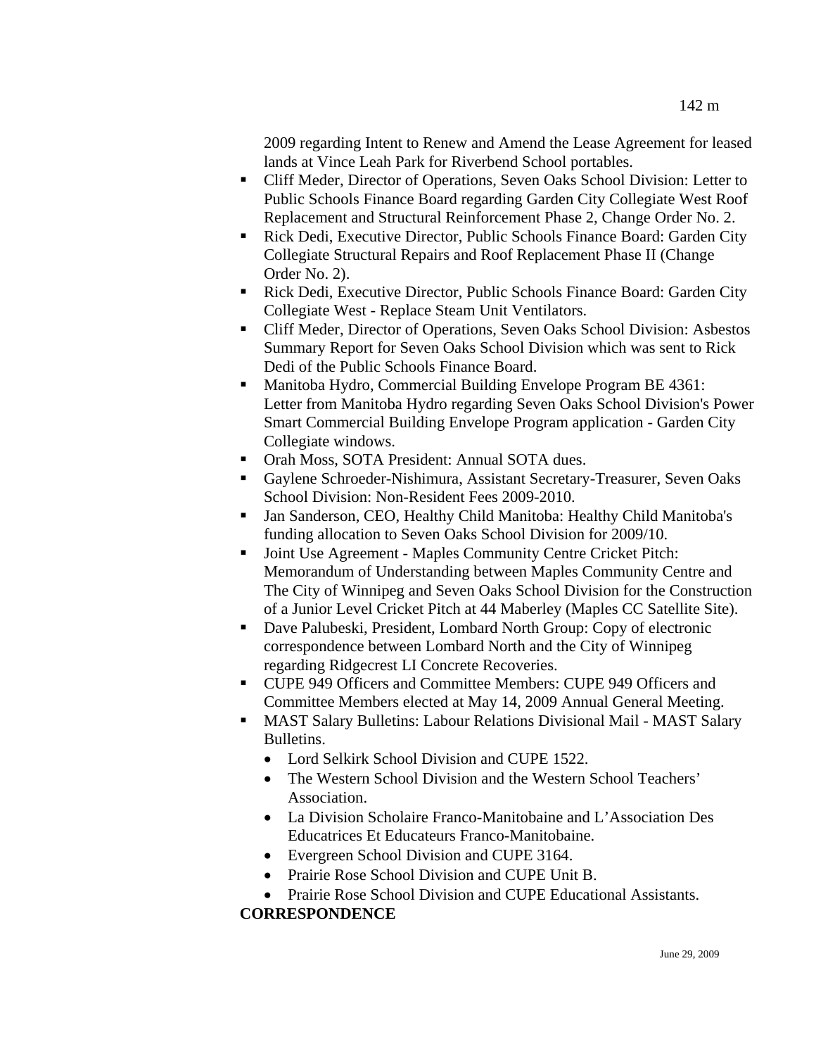2009 regarding Intent to Renew and Amend the Lease Agreement for leased lands at Vince Leah Park for Riverbend School portables.

- Cliff Meder, Director of Operations, Seven Oaks School Division: Letter to Public Schools Finance Board regarding Garden City Collegiate West Roof Replacement and Structural Reinforcement Phase 2, Change Order No. 2.
- Rick Dedi, Executive Director, Public Schools Finance Board: Garden City Collegiate Structural Repairs and Roof Replacement Phase II (Change Order No. 2).
- Rick Dedi, Executive Director, Public Schools Finance Board: Garden City Collegiate West - Replace Steam Unit Ventilators.
- Cliff Meder, Director of Operations, Seven Oaks School Division: Asbestos Summary Report for Seven Oaks School Division which was sent to Rick Dedi of the Public Schools Finance Board.
- Manitoba Hydro, Commercial Building Envelope Program BE 4361: Letter from Manitoba Hydro regarding Seven Oaks School Division's Power Smart Commercial Building Envelope Program application - Garden City Collegiate windows.
- Orah Moss, SOTA President: Annual SOTA dues.
- Gaylene Schroeder-Nishimura, Assistant Secretary-Treasurer, Seven Oaks School Division: Non-Resident Fees 2009-2010.
- Jan Sanderson, CEO, Healthy Child Manitoba: Healthy Child Manitoba's funding allocation to Seven Oaks School Division for 2009/10.
- Joint Use Agreement - Maples Community Centre Cricket Pitch: Memorandum of Understanding between Maples Community Centre and The City of Winnipeg and Seven Oaks School Division for the Construction of a Junior Level Cricket Pitch at 44 Maberley (Maples CC Satellite Site).
- Dave Palubeski, President, Lombard North Group: Copy of electronic correspondence between Lombard North and the City of Winnipeg regarding Ridgecrest LI Concrete Recoveries.
- CUPE 949 Officers and Committee Members: CUPE 949 Officers and Committee Members elected at May 14, 2009 Annual General Meeting.
- MAST Salary Bulletins: Labour Relations Divisional Mail - MAST Salary Bulletins.
  - Lord Selkirk School Division and CUPE 1522.
  - The Western School Division and the Western School Teachers' Association.
  - La Division Scholaire Franco-Manitobaine and L'Association Des Educatrices Et Educateurs Franco-Manitobaine.
  - Evergreen School Division and CUPE 3164.
  - Prairie Rose School Division and CUPE Unit B.
  - Prairie Rose School Division and CUPE Educational Assistants.

**CORRESPONDENCE**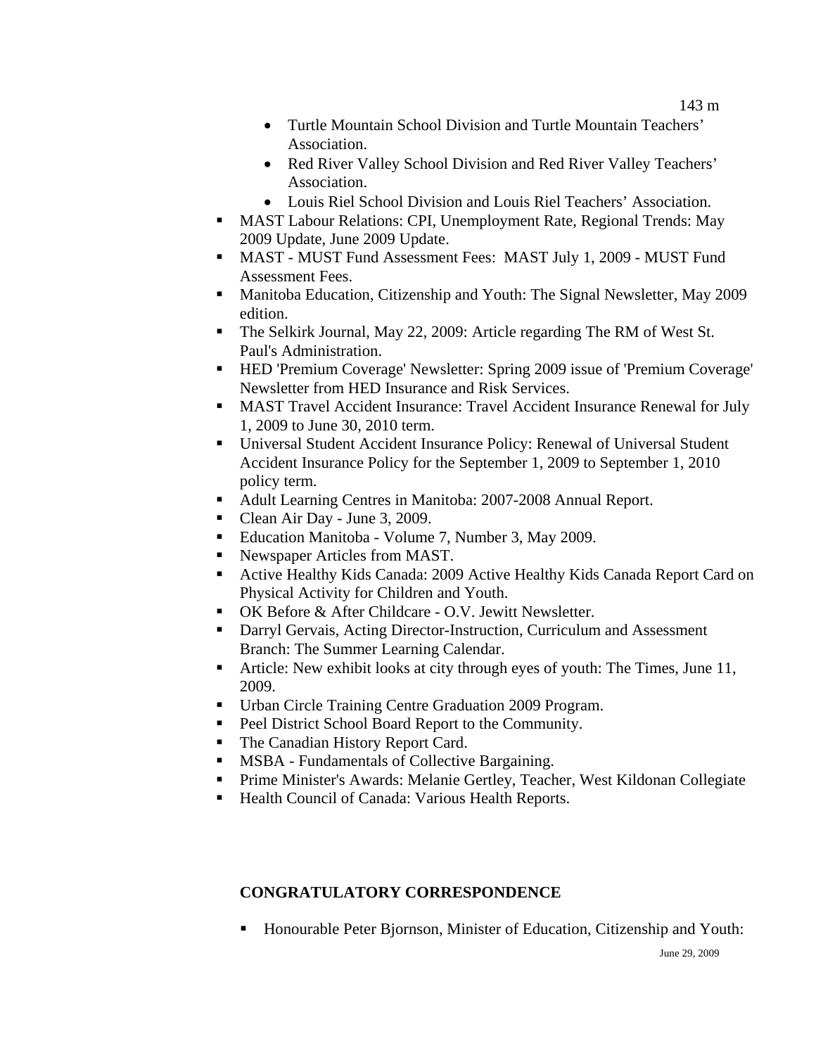- Turtle Mountain School Division and Turtle Mountain Teachers' Association.
- Red River Valley School Division and Red River Valley Teachers' Association.
- Louis Riel School Division and Louis Riel Teachers' Association.

- MAST Labour Relations: CPI, Unemployment Rate, Regional Trends: May 2009 Update, June 2009 Update.
- MAST - MUST Fund Assessment Fees: MAST July 1, 2009 - MUST Fund Assessment Fees.
- Manitoba Education, Citizenship and Youth: The Signal Newsletter, May 2009 edition.
- The Selkirk Journal, May 22, 2009: Article regarding The RM of West St. Paul's Administration.
- HED 'Premium Coverage' Newsletter: Spring 2009 issue of 'Premium Coverage' Newsletter from HED Insurance and Risk Services.
- MAST Travel Accident Insurance: Travel Accident Insurance Renewal for July 1, 2009 to June 30, 2010 term.
- Universal Student Accident Insurance Policy: Renewal of Universal Student Accident Insurance Policy for the September 1, 2009 to September 1, 2010 policy term.
- Adult Learning Centres in Manitoba: 2007-2008 Annual Report.
- Clean Air Day - June 3, 2009.
- Education Manitoba - Volume 7, Number 3, May 2009.
- Newspaper Articles from MAST.
- Active Healthy Kids Canada: 2009 Active Healthy Kids Canada Report Card on Physical Activity for Children and Youth.
- OK Before & After Childcare - O.V. Jewitt Newsletter.
- Darryl Gervais, Acting Director-Instruction, Curriculum and Assessment Branch: The Summer Learning Calendar.
- Article: New exhibit looks at city through eyes of youth: The Times, June 11, 2009.
- Urban Circle Training Centre Graduation 2009 Program.
- Peel District School Board Report to the Community.
- The Canadian History Report Card.
- MSBA - Fundamentals of Collective Bargaining.
- Prime Minister's Awards: Melanie Gertley, Teacher, West Kildonan Collegiate
- Health Council of Canada: Various Health Reports.

**CONGRATULATORY CORRESPONDENCE**

- Honourable Peter Bjornson, Minister of Education, Citizenship and Youth: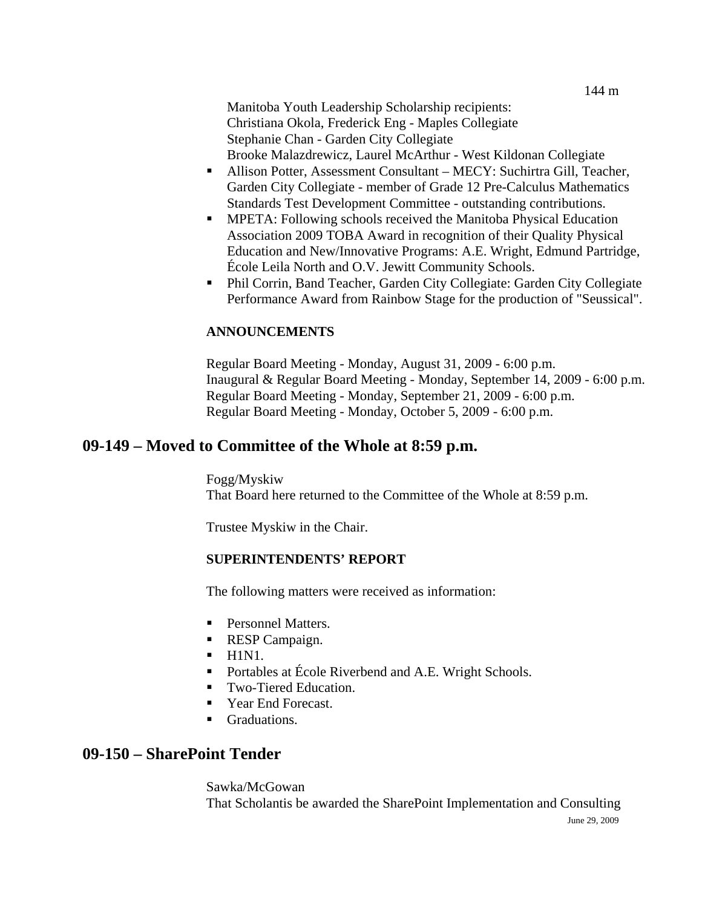Manitoba Youth Leadership Scholarship recipients:
Christiana Okola, Frederick Eng - Maples Collegiate
Stephanie Chan - Garden City Collegiate
Brooke Malazdrewicz, Laurel McArthur - West Kildonan Collegiate

- Allison Potter, Assessment Consultant – MECY: Suchirtra Gill, Teacher, Garden City Collegiate - member of Grade 12 Pre-Calculus Mathematics Standards Test Development Committee - outstanding contributions.
- MPETA: Following schools received the Manitoba Physical Education Association 2009 TOBA Award in recognition of their Quality Physical Education and New/Innovative Programs: A.E. Wright, Edmund Partridge, École Leila North and O.V. Jewitt Community Schools.
- Phil Corrin, Band Teacher, Garden City Collegiate: Garden City Collegiate Performance Award from Rainbow Stage for the production of "Seussical".

**ANNOUNCEMENTS**

Regular Board Meeting - Monday, August 31, 2009 - 6:00 p.m.
Inaugural & Regular Board Meeting - Monday, September 14, 2009 - 6:00 p.m.
Regular Board Meeting - Monday, September 21, 2009 - 6:00 p.m.
Regular Board Meeting - Monday, October 5, 2009 - 6:00 p.m.

## 09-149 – Moved to Committee of the Whole at 8:59 p.m.

Fogg/Myskiw
That Board here returned to the Committee of the Whole at 8:59 p.m.

Trustee Myskiw in the Chair.

**SUPERINTENDENTS' REPORT**

The following matters were received as information:

- Personnel Matters.
- RESP Campaign.
- H1N1.
- Portables at École Riverbend and A.E. Wright Schools.
- Two-Tiered Education.
- Year End Forecast.
- Graduations.

## 09-150 – SharePoint Tender

Sawka/McGowan
That Scholantis be awarded the SharePoint Implementation and Consulting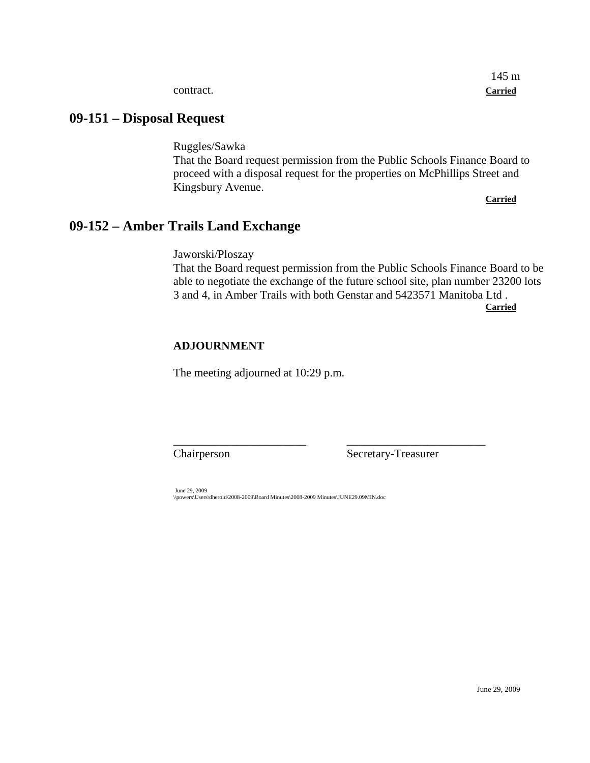145 m

contract. **Carried**

## 09-151 – Disposal Request

Ruggles/Sawka
That the Board request permission from the Public Schools Finance Board to proceed with a disposal request for the properties on McPhillips Street and Kingsbury Avenue.

**Carried**

## 09-152 – Amber Trails Land Exchange

Jaworski/Ploszay
That the Board request permission from the Public Schools Finance Board to be able to negotiate the exchange of the future school site, plan number 23200 lots 3 and 4, in Amber Trails with both Genstar and 5423571 Manitoba Ltd .

**Carried**

**ADJOURNMENT**

The meeting adjourned at 10:29 p.m.

_______________________ _______________________
Chairperson Secretary-Treasurer

June 29, 2009
\\powers\Users\dherold\2008-2009\Board Minutes\2008-2009 Minutes\JUNE29.09MIN.doc